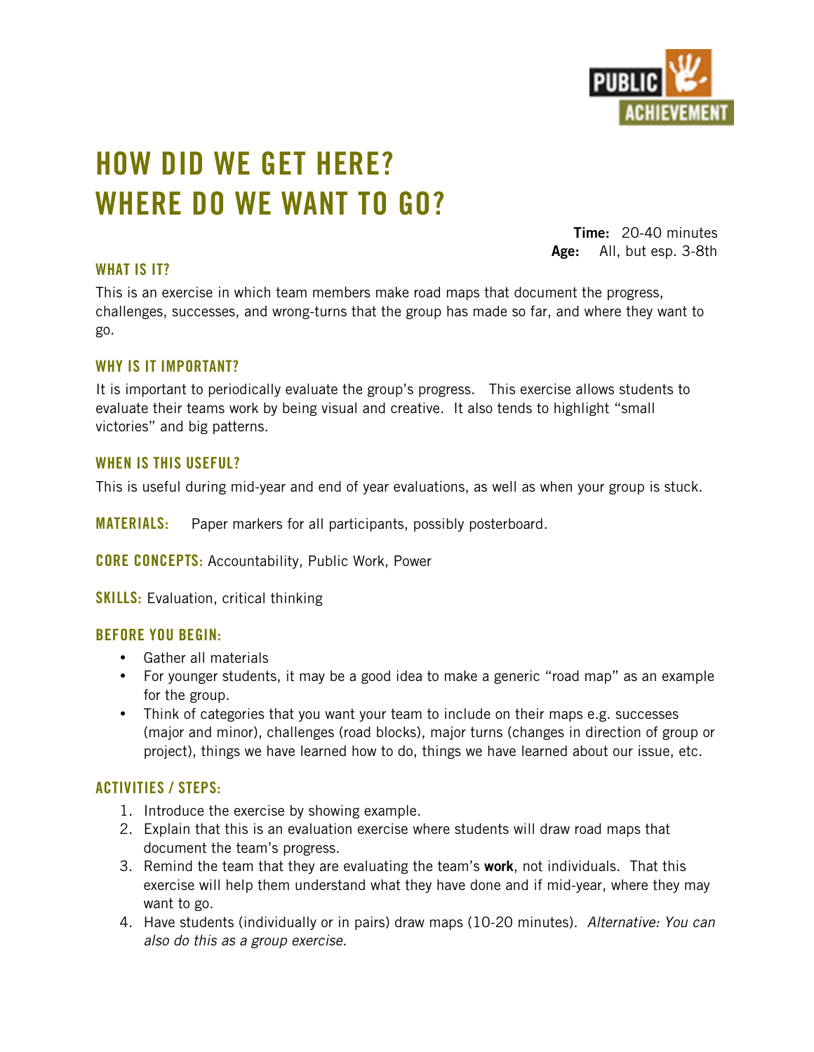PUBLIC ACHIEVEMENT

# HOW DID WE GET HERE? WHERE DO WE WANT TO GO?

**Time:** 20-40 minutes
**Age:** All, but esp. 3-8th

## WHAT IS IT?

This is an exercise in which team members make road maps that document the progress, challenges, successes, and wrong-turns that the group has made so far, and where they want to go.

## WHY IS IT IMPORTANT?

It is important to periodically evaluate the group's progress. This exercise allows students to evaluate their teams work by being visual and creative. It also tends to highlight "small victories" and big patterns.

## WHEN IS THIS USEFUL?

This is useful during mid-year and end of year evaluations, as well as when your group is stuck.

**MATERIALS:** Paper markers for all participants, possibly posterboard.

**CORE CONCEPTS:** Accountability, Public Work, Power

**SKILLS:** Evaluation, critical thinking

## BEFORE YOU BEGIN:

- Gather all materials
- For younger students, it may be a good idea to make a generic "road map" as an example for the group.
- Think of categories that you want your team to include on their maps e.g. successes (major and minor), challenges (road blocks), major turns (changes in direction of group or project), things we have learned how to do, things we have learned about our issue, etc.

## ACTIVITIES / STEPS:

1. Introduce the exercise by showing example.
2. Explain that this is an evaluation exercise where students will draw road maps that document the team's progress.
3. Remind the team that they are evaluating the team's **work**, not individuals. That this exercise will help them understand what they have done and if mid-year, where they may want to go.
4. Have students (individually or in pairs) draw maps (10-20 minutes). *Alternative: You can also do this as a group exercise.*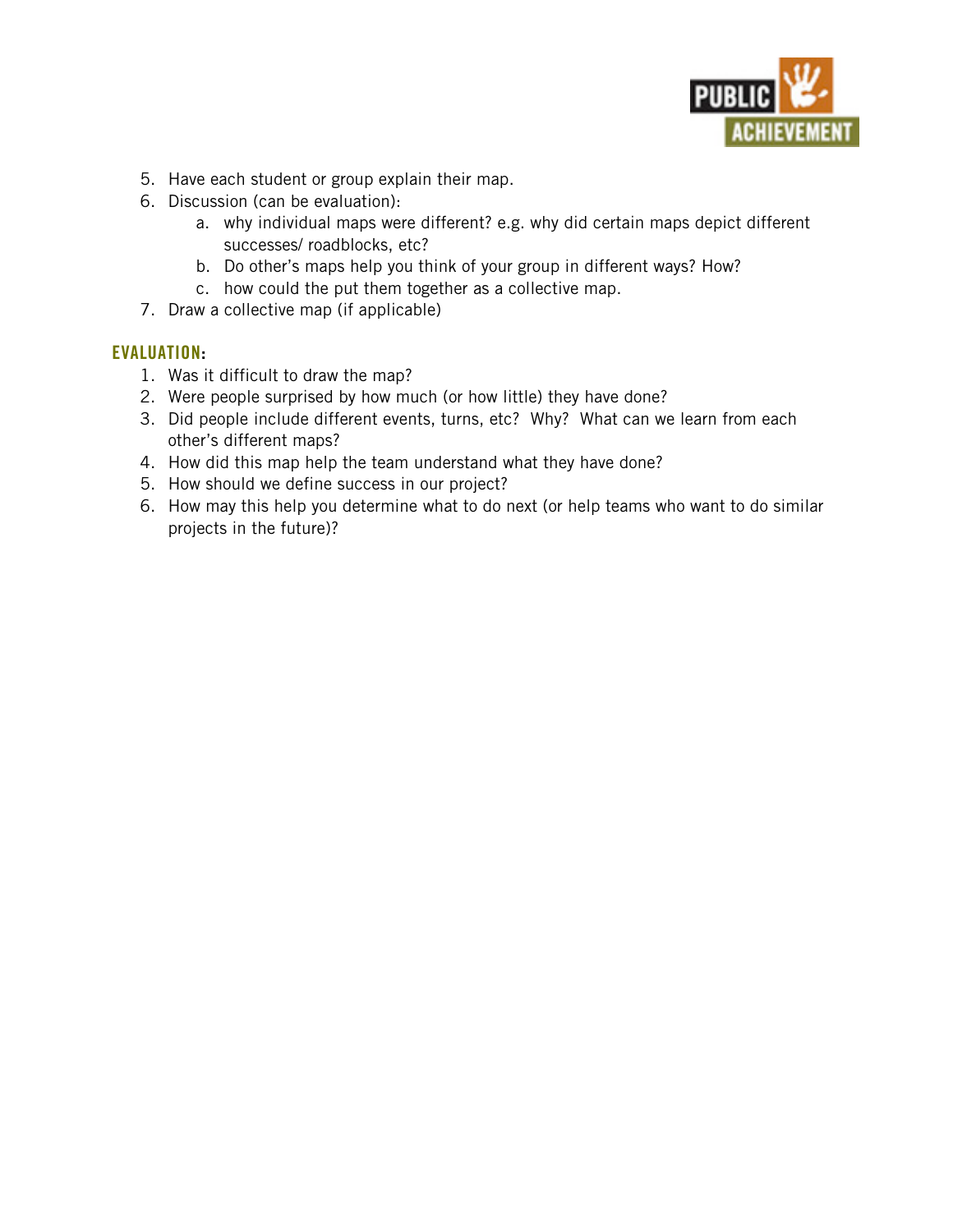5. Have each student or group explain their map.
6. Discussion (can be evaluation):
   a. why individual maps were different? e.g. why did certain maps depict different successes/ roadblocks, etc?
   b. Do other's maps help you think of your group in different ways? How?
   c. how could the put them together as a collective map.
7. Draw a collective map (if applicable)

**EVALUATION:**

1. Was it difficult to draw the map?
2. Were people surprised by how much (or how little) they have done?
3. Did people include different events, turns, etc? Why? What can we learn from each other's different maps?
4. How did this map help the team understand what they have done?
5. How should we define success in our project?
6. How may this help you determine what to do next (or help teams who want to do similar projects in the future)?